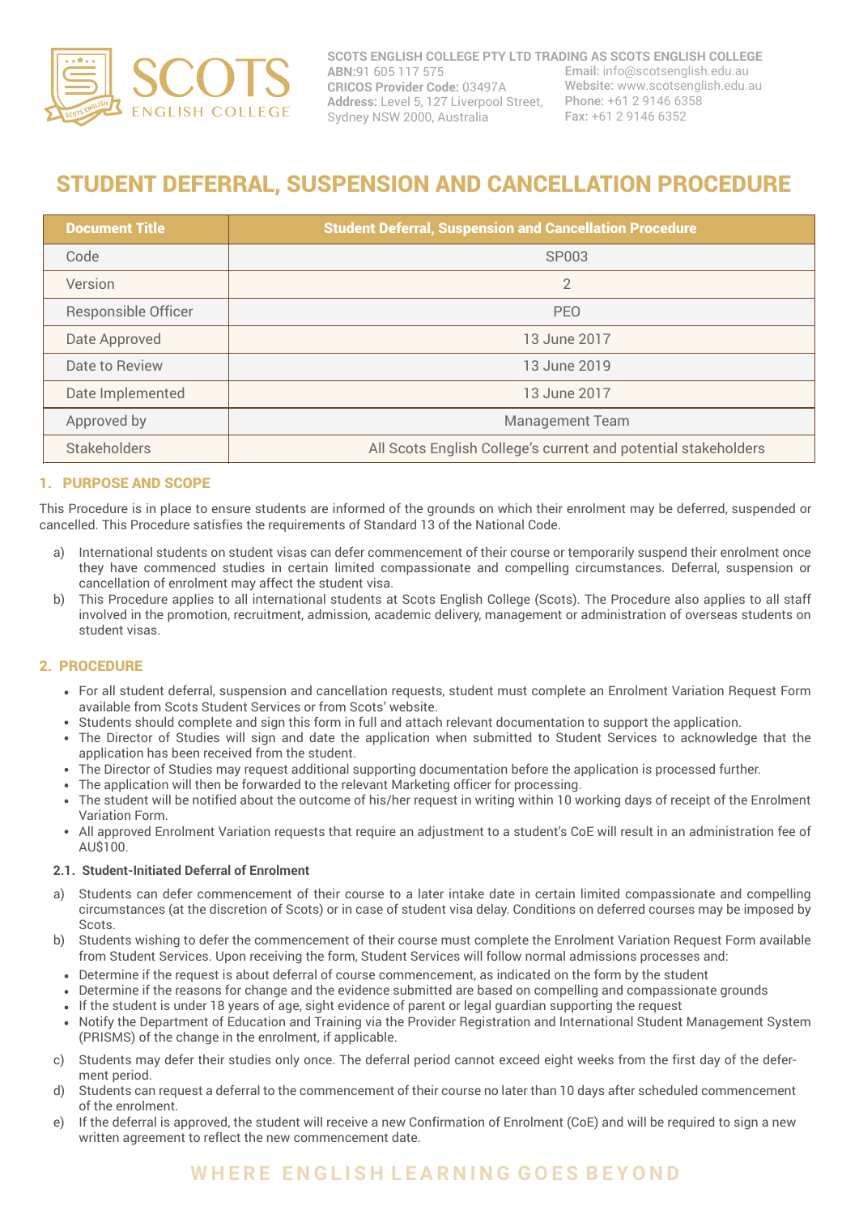SCOTS ENGLISH COLLEGE PTY LTD TRADING AS SCOTS ENGLISH COLLEGE
**ABN:**91 605 117 575
**CRICOS Provider Code:** 03497A
**Address:** Level 5, 127 Liverpool Street, Sydney NSW 2000, Australia
**Email:** info@scotsenglish.edu.au
**Website:** www.scotsenglish.edu.au
**Phone:** +61 2 9146 6358
**Fax:** +61 2 9146 6352

# STUDENT DEFERRAL, SUSPENSION AND CANCELLATION PROCEDURE

| Document Title | Student Deferral, Suspension and Cancellation Procedure |
|---|---|
| Code | SP003 |
| Version | 2 |
| Responsible Officer | PEO |
| Date Approved | 13 June 2017 |
| Date to Review | 13 June 2019 |
| Date Implemented | 13 June 2017 |
| Approved by | Management Team |
| Stakeholders | All Scots English College's current and potential stakeholders |

## 1. PURPOSE AND SCOPE

This Procedure is in place to ensure students are informed of the grounds on which their enrolment may be deferred, suspended or cancelled. This Procedure satisfies the requirements of Standard 13 of the National Code.

a) International students on student visas can defer commencement of their course or temporarily suspend their enrolment once they have commenced studies in certain limited compassionate and compelling circumstances. Deferral, suspension or cancellation of enrolment may affect the student visa.
b) This Procedure applies to all international students at Scots English College (Scots). The Procedure also applies to all staff involved in the promotion, recruitment, admission, academic delivery, management or administration of overseas students on student visas.

## 2. PROCEDURE

- For all student deferral, suspension and cancellation requests, student must complete an Enrolment Variation Request Form available from Scots Student Services or from Scots' website.
- Students should complete and sign this form in full and attach relevant documentation to support the application.
- The Director of Studies will sign and date the application when submitted to Student Services to acknowledge that the application has been received from the student.
- The Director of Studies may request additional supporting documentation before the application is processed further.
- The application will then be forwarded to the relevant Marketing officer for processing.
- The student will be notified about the outcome of his/her request in writing within 10 working days of receipt of the Enrolment Variation Form.
- All approved Enrolment Variation requests that require an adjustment to a student's CoE will result in an administration fee of AU$100.

### 2.1. Student-Initiated Deferral of Enrolment

a) Students can defer commencement of their course to a later intake date in certain limited compassionate and compelling circumstances (at the discretion of Scots) or in case of student visa delay. Conditions on deferred courses may be imposed by Scots.
b) Students wishing to defer the commencement of their course must complete the Enrolment Variation Request Form available from Student Services. Upon receiving the form, Student Services will follow normal admissions processes and:
   - Determine if the request is about deferral of course commencement, as indicated on the form by the student
   - Determine if the reasons for change and the evidence submitted are based on compelling and compassionate grounds
   - If the student is under 18 years of age, sight evidence of parent or legal guardian supporting the request
   - Notify the Department of Education and Training via the Provider Registration and International Student Management System (PRISMS) of the change in the enrolment, if applicable.
c) Students may defer their studies only once. The deferral period cannot exceed eight weeks from the first day of the deferment period.
d) Students can request a deferral to the commencement of their course no later than 10 days after scheduled commencement of the enrolment.
e) If the deferral is approved, the student will receive a new Confirmation of Enrolment (CoE) and will be required to sign a new written agreement to reflect the new commencement date.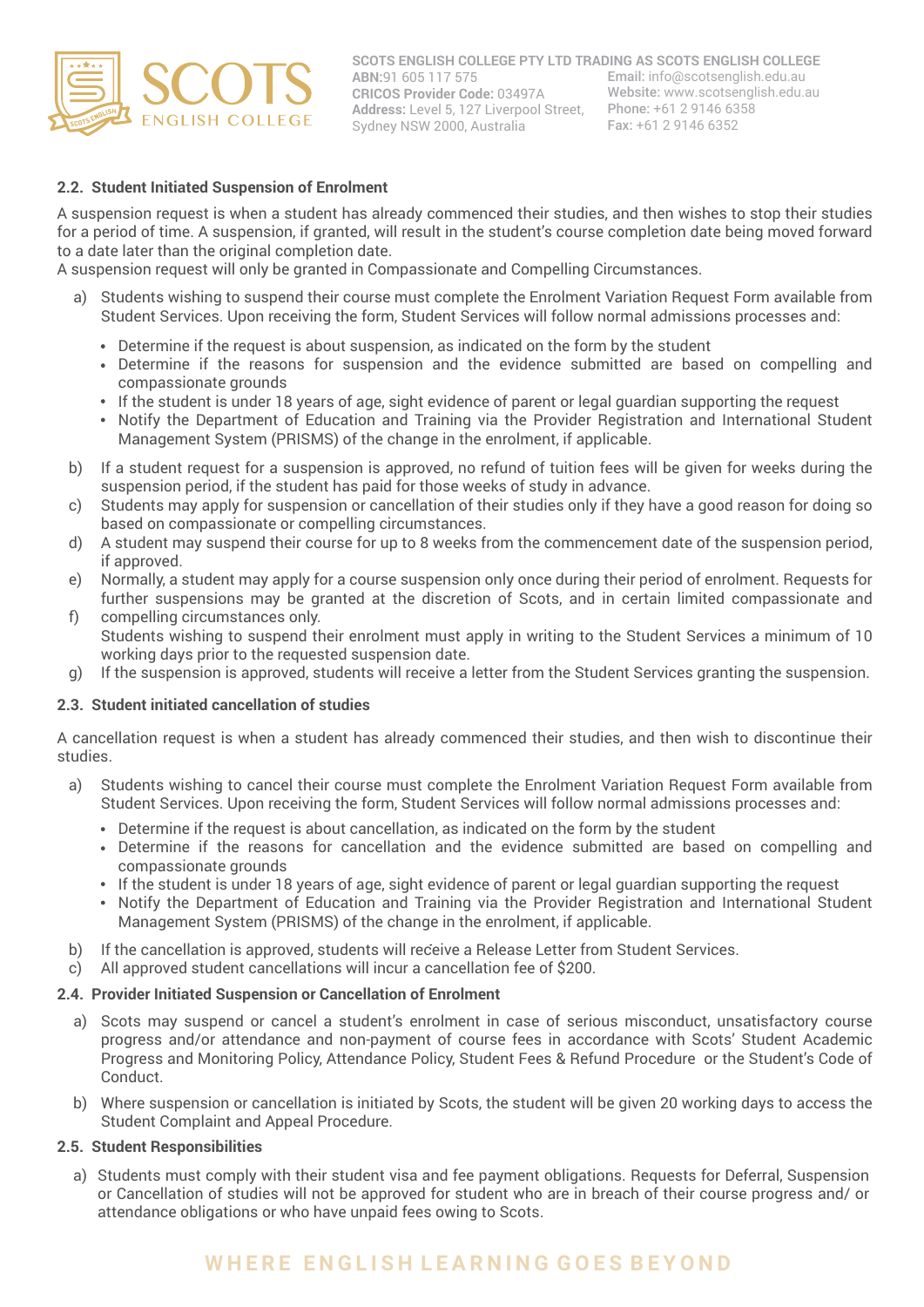### 2.2. Student Initiated Suspension of Enrolment

A suspension request is when a student has already commenced their studies, and then wishes to stop their studies for a period of time. A suspension, if granted, will result in the student's course completion date being moved forward to a date later than the original completion date.
A suspension request will only be granted in Compassionate and Compelling Circumstances.

a) Students wishing to suspend their course must complete the Enrolment Variation Request Form available from Student Services. Upon receiving the form, Student Services will follow normal admissions processes and:
   - Determine if the request is about suspension, as indicated on the form by the student
   - Determine if the reasons for suspension and the evidence submitted are based on compelling and compassionate grounds
   - If the student is under 18 years of age, sight evidence of parent or legal guardian supporting the request
   - Notify the Department of Education and Training via the Provider Registration and International Student Management System (PRISMS) of the change in the enrolment, if applicable.

b) If a student request for a suspension is approved, no refund of tuition fees will be given for weeks during the suspension period, if the student has paid for those weeks of study in advance.

c) Students may apply for suspension or cancellation of their studies only if they have a good reason for doing so based on compassionate or compelling circumstances.

d) A student may suspend their course for up to 8 weeks from the commencement date of the suspension period, if approved.

e) Normally, a student may apply for a course suspension only once during their period of enrolment. Requests for further suspensions may be granted at the discretion of Scots, and in certain limited compassionate and compelling circumstances only.

f) Students wishing to suspend their enrolment must apply in writing to the Student Services a minimum of 10 working days prior to the requested suspension date.

g) If the suspension is approved, students will receive a letter from the Student Services granting the suspension.

### 2.3. Student initiated cancellation of studies

A cancellation request is when a student has already commenced their studies, and then wish to discontinue their studies.

a) Students wishing to cancel their course must complete the Enrolment Variation Request Form available from Student Services. Upon receiving the form, Student Services will follow normal admissions processes and:
   - Determine if the request is about cancellation, as indicated on the form by the student
   - Determine if the reasons for cancellation and the evidence submitted are based on compelling and compassionate grounds
   - If the student is under 18 years of age, sight evidence of parent or legal guardian supporting the request
   - Notify the Department of Education and Training via the Provider Registration and International Student Management System (PRISMS) of the change in the enrolment, if applicable.

b) If the cancellation is approved, students will receive a Release Letter from Student Services.

c) All approved student cancellations will incur a cancellation fee of $200.

### 2.4. Provider Initiated Suspension or Cancellation of Enrolment

a) Scots may suspend or cancel a student's enrolment in case of serious misconduct, unsatisfactory course progress and/or attendance and non-payment of course fees in accordance with Scots' Student Academic Progress and Monitoring Policy, Attendance Policy, Student Fees & Refund Procedure or the Student's Code of Conduct.

b) Where suspension or cancellation is initiated by Scots, the student will be given 20 working days to access the Student Complaint and Appeal Procedure.

### 2.5. Student Responsibilities

a) Students must comply with their student visa and fee payment obligations. Requests for Deferral, Suspension or Cancellation of studies will not be approved for student who are in breach of their course progress and/ or attendance obligations or who have unpaid fees owing to Scots.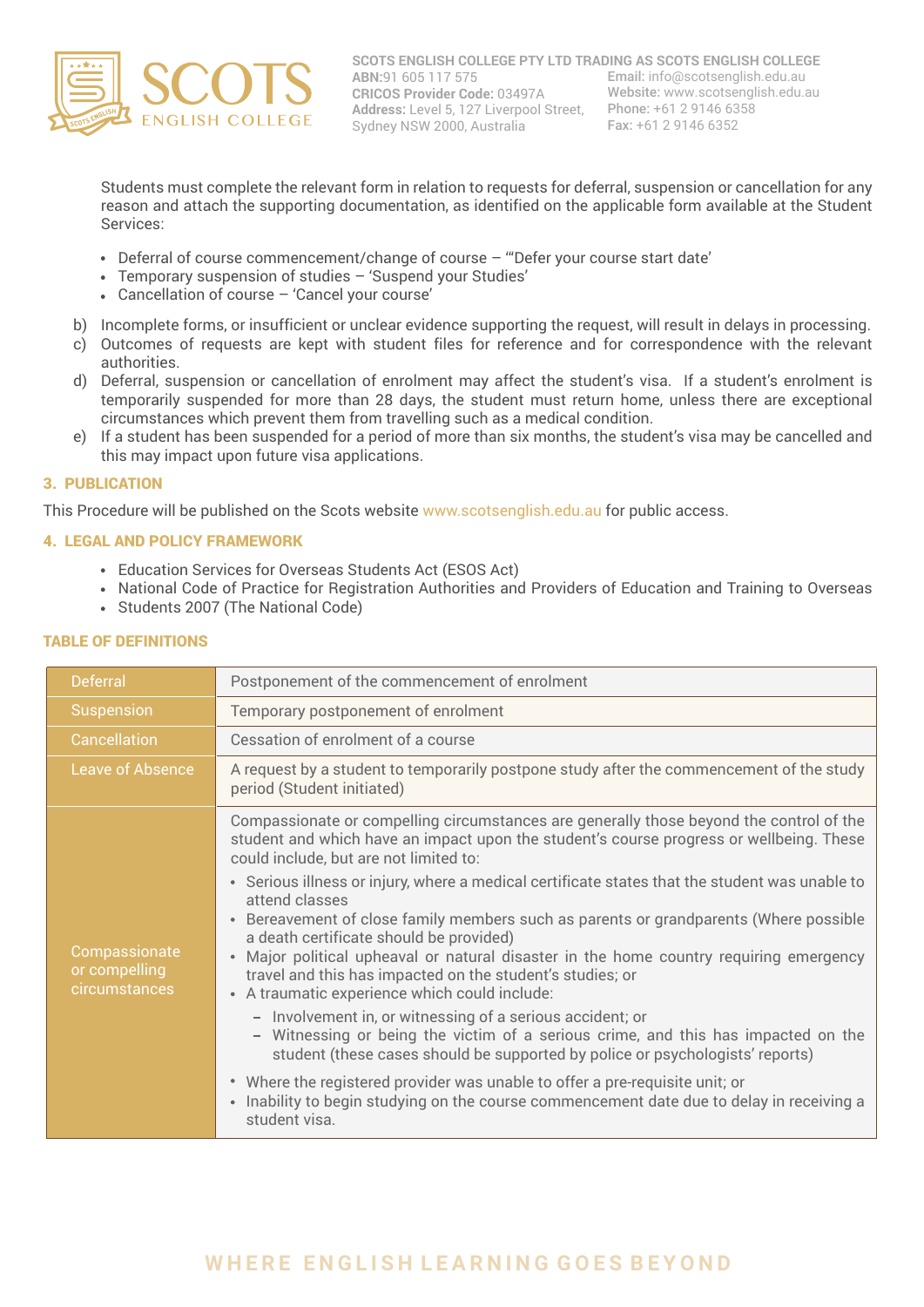Students must complete the relevant form in relation to requests for deferral, suspension or cancellation for any reason and attach the supporting documentation, as identified on the applicable form available at the Student Services:

- Deferral of course commencement/change of course – "'Defer your course start date'
- Temporary suspension of studies – 'Suspend your Studies'
- Cancellation of course – 'Cancel your course'

b) Incomplete forms, or insufficient or unclear evidence supporting the request, will result in delays in processing.

c) Outcomes of requests are kept with student files for reference and for correspondence with the relevant authorities.

d) Deferral, suspension or cancellation of enrolment may affect the student's visa. If a student's enrolment is temporarily suspended for more than 28 days, the student must return home, unless there are exceptional circumstances which prevent them from travelling such as a medical condition.

e) If a student has been suspended for a period of more than six months, the student's visa may be cancelled and this may impact upon future visa applications.

## 3. PUBLICATION

This Procedure will be published on the Scots website www.scotsenglish.edu.au for public access.

## 4. LEGAL AND POLICY FRAMEWORK

- Education Services for Overseas Students Act (ESOS Act)
- National Code of Practice for Registration Authorities and Providers of Education and Training to Overseas Students 2007 (The National Code)

## TABLE OF DEFINITIONS

| | |
|---|---|
| Deferral | Postponement of the commencement of enrolment |
| Suspension | Temporary postponement of enrolment |
| Cancellation | Cessation of enrolment of a course |
| Leave of Absence | A request by a student to temporarily postpone study after the commencement of the study period (Student initiated) |
| Compassionate or compelling circumstances | Compassionate or compelling circumstances are generally those beyond the control of the student and which have an impact upon the student's course progress or wellbeing. These could include, but are not limited to:<br>• Serious illness or injury, where a medical certificate states that the student was unable to attend classes<br>• Bereavement of close family members such as parents or grandparents (Where possible a death certificate should be provided)<br>• Major political upheaval or natural disaster in the home country requiring emergency travel and this has impacted on the student's studies; or<br>• A traumatic experience which could include:<br>– Involvement in, or witnessing of a serious accident; or<br>– Witnessing or being the victim of a serious crime, and this has impacted on the student (these cases should be supported by police or psychologists' reports)<br>• Where the registered provider was unable to offer a pre-requisite unit; or<br>• Inability to begin studying on the course commencement date due to delay in receiving a student visa. |